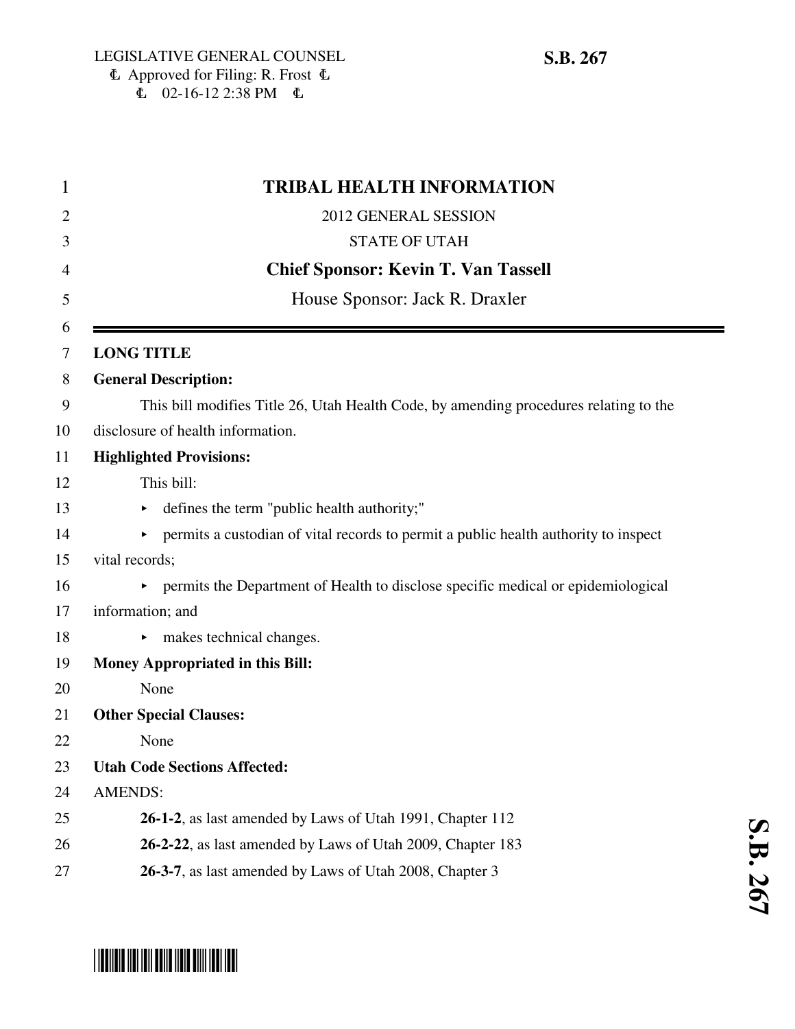LEGISLATIVE GENERAL COUNSEL
Approved for Filing: R. Frost
02-16-12 2:38 PM

**S.B. 267**

# TRIBAL HEALTH INFORMATION

2012 GENERAL SESSION

STATE OF UTAH

**Chief Sponsor: Kevin T. Van Tassell**

House Sponsor: Jack R. Draxler

**LONG TITLE**

**General Description:**

This bill modifies Title 26, Utah Health Code, by amending procedures relating to the disclosure of health information.

**Highlighted Provisions:**

This bill:

- defines the term "public health authority;"
- permits a custodian of vital records to permit a public health authority to inspect vital records;
- permits the Department of Health to disclose specific medical or epidemiological information; and
- makes technical changes.

**Money Appropriated in this Bill:**

None

**Other Special Clauses:**

None

**Utah Code Sections Affected:**

AMENDS:

**26-1-2**, as last amended by Laws of Utah 1991, Chapter 112

**26-2-22**, as last amended by Laws of Utah 2009, Chapter 183

**26-3-7**, as last amended by Laws of Utah 2008, Chapter 3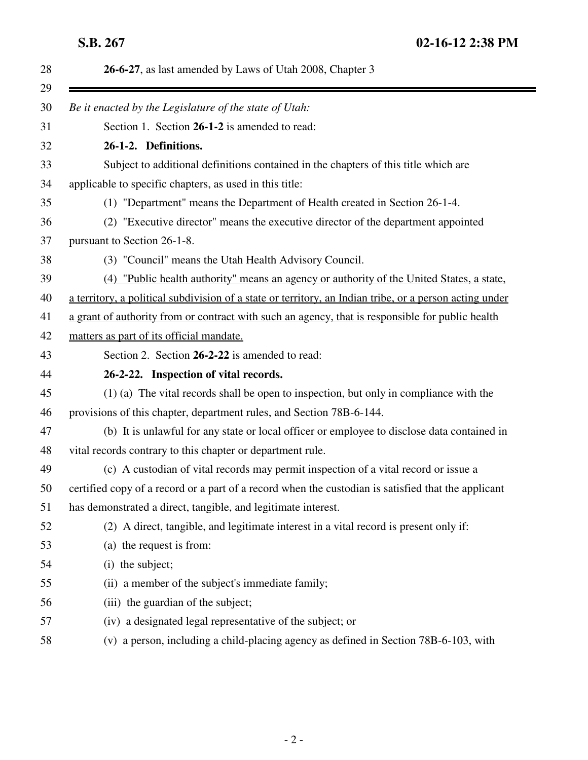**26-6-27**, as last amended by Laws of Utah 2008, Chapter 3

---

*Be it enacted by the Legislature of the state of Utah:*

Section 1. Section **26-1-2** is amended to read:

**26-1-2. Definitions.**

Subject to additional definitions contained in the chapters of this title which are applicable to specific chapters, as used in this title:

(1) "Department" means the Department of Health created in Section 26-1-4.

(2) "Executive director" means the executive director of the department appointed pursuant to Section 26-1-8.

(3) "Council" means the Utah Health Advisory Council.

<u>(4) "Public health authority" means an agency or authority of the United States, a state, a territory, a political subdivision of a state or territory, an Indian tribe, or a person acting under a grant of authority from or contract with such an agency, that is responsible for public health matters as part of its official mandate.</u>

Section 2. Section **26-2-22** is amended to read:

**26-2-22. Inspection of vital records.**

(1) (a) The vital records shall be open to inspection, but only in compliance with the provisions of this chapter, department rules, and Section 78B-6-144.

(b) It is unlawful for any state or local officer or employee to disclose data contained in vital records contrary to this chapter or department rule.

(c) A custodian of vital records may permit inspection of a vital record or issue a certified copy of a record or a part of a record when the custodian is satisfied that the applicant has demonstrated a direct, tangible, and legitimate interest.

(2) A direct, tangible, and legitimate interest in a vital record is present only if:

(a) the request is from:

(i) the subject;

(ii) a member of the subject's immediate family;

(iii) the guardian of the subject;

(iv) a designated legal representative of the subject; or

(v) a person, including a child-placing agency as defined in Section 78B-6-103, with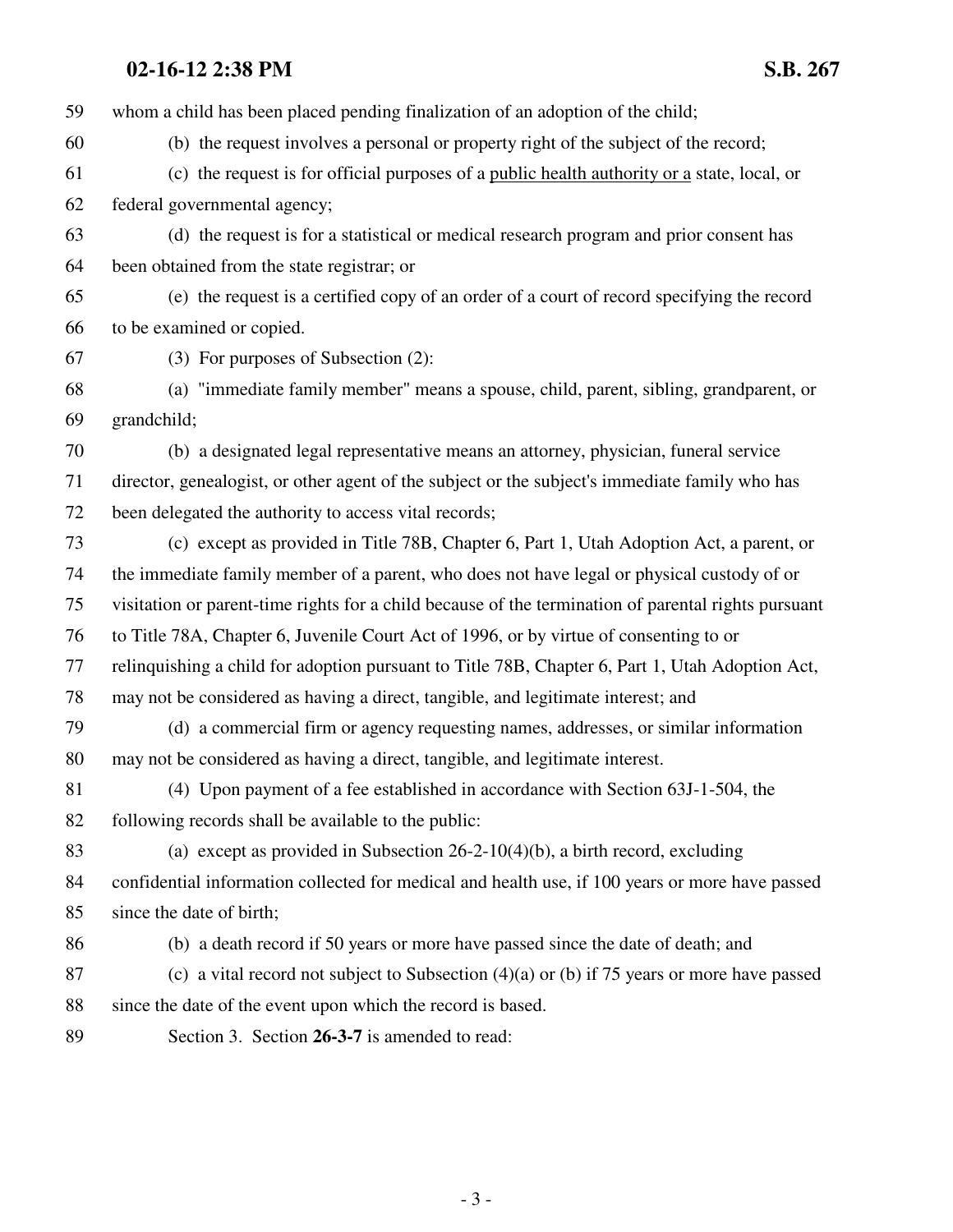59 whom a child has been placed pending finalization of an adoption of the child;

60 (b) the request involves a personal or property right of the subject of the record;

61 (c) the request is for official purposes of a public health authority or a state, local, or

62 federal governmental agency;

63 (d) the request is for a statistical or medical research program and prior consent has

64 been obtained from the state registrar; or

65 (e) the request is a certified copy of an order of a court of record specifying the record

66 to be examined or copied.

67 (3) For purposes of Subsection (2):

68 (a) "immediate family member" means a spouse, child, parent, sibling, grandparent, or

69 grandchild;

70 (b) a designated legal representative means an attorney, physician, funeral service

71 director, genealogist, or other agent of the subject or the subject's immediate family who has

72 been delegated the authority to access vital records;

73 (c) except as provided in Title 78B, Chapter 6, Part 1, Utah Adoption Act, a parent, or

74 the immediate family member of a parent, who does not have legal or physical custody of or

75 visitation or parent-time rights for a child because of the termination of parental rights pursuant

76 to Title 78A, Chapter 6, Juvenile Court Act of 1996, or by virtue of consenting to or

77 relinquishing a child for adoption pursuant to Title 78B, Chapter 6, Part 1, Utah Adoption Act,

78 may not be considered as having a direct, tangible, and legitimate interest; and

79 (d) a commercial firm or agency requesting names, addresses, or similar information

80 may not be considered as having a direct, tangible, and legitimate interest.

81 (4) Upon payment of a fee established in accordance with Section 63J-1-504, the

82 following records shall be available to the public:

83 (a) except as provided in Subsection 26-2-10(4)(b), a birth record, excluding

84 confidential information collected for medical and health use, if 100 years or more have passed

85 since the date of birth;

86 (b) a death record if 50 years or more have passed since the date of death; and

87 (c) a vital record not subject to Subsection (4)(a) or (b) if 75 years or more have passed

88 since the date of the event upon which the record is based.

89 Section 3. Section **26-3-7** is amended to read: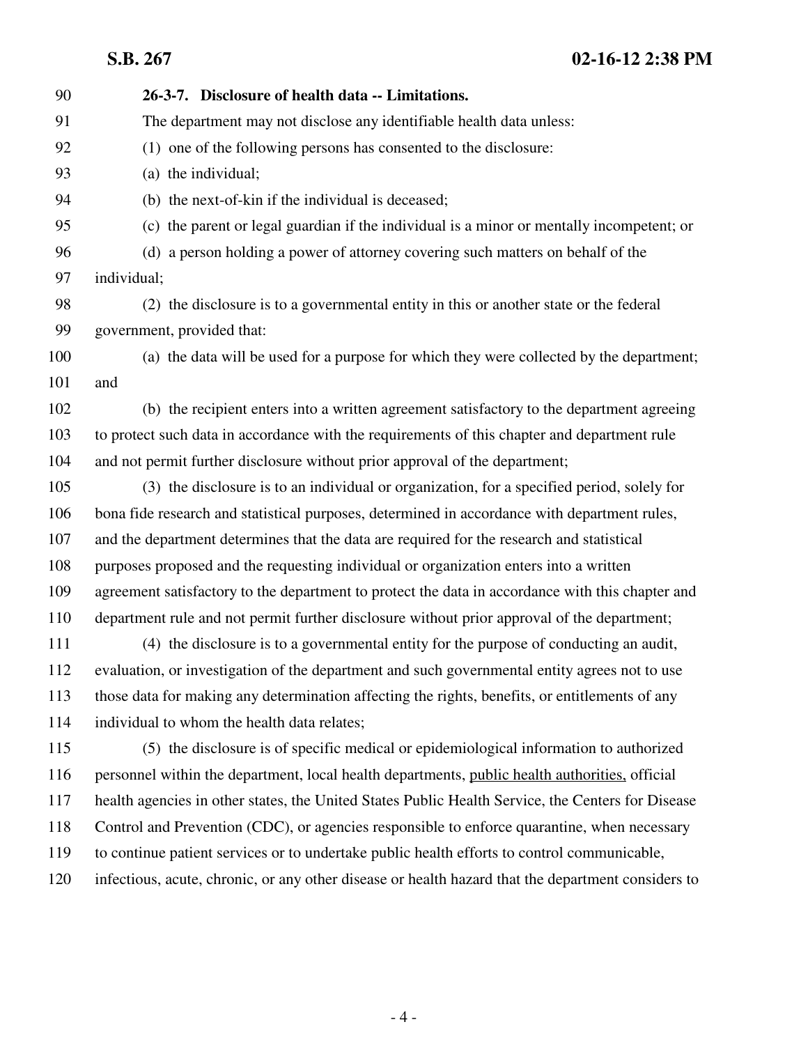**26-3-7. Disclosure of health data -- Limitations.**

The department may not disclose any identifiable health data unless:

(1) one of the following persons has consented to the disclosure:

(a) the individual;

(b) the next-of-kin if the individual is deceased;

(c) the parent or legal guardian if the individual is a minor or mentally incompetent; or

(d) a person holding a power of attorney covering such matters on behalf of the individual;

(2) the disclosure is to a governmental entity in this or another state or the federal government, provided that:

(a) the data will be used for a purpose for which they were collected by the department; and

(b) the recipient enters into a written agreement satisfactory to the department agreeing to protect such data in accordance with the requirements of this chapter and department rule and not permit further disclosure without prior approval of the department;

(3) the disclosure is to an individual or organization, for a specified period, solely for bona fide research and statistical purposes, determined in accordance with department rules, and the department determines that the data are required for the research and statistical purposes proposed and the requesting individual or organization enters into a written agreement satisfactory to the department to protect the data in accordance with this chapter and department rule and not permit further disclosure without prior approval of the department;

(4) the disclosure is to a governmental entity for the purpose of conducting an audit, evaluation, or investigation of the department and such governmental entity agrees not to use those data for making any determination affecting the rights, benefits, or entitlements of any individual to whom the health data relates;

(5) the disclosure is of specific medical or epidemiological information to authorized personnel within the department, local health departments, <u>public health authorities,</u> official health agencies in other states, the United States Public Health Service, the Centers for Disease Control and Prevention (CDC), or agencies responsible to enforce quarantine, when necessary to continue patient services or to undertake public health efforts to control communicable, infectious, acute, chronic, or any other disease or health hazard that the department considers to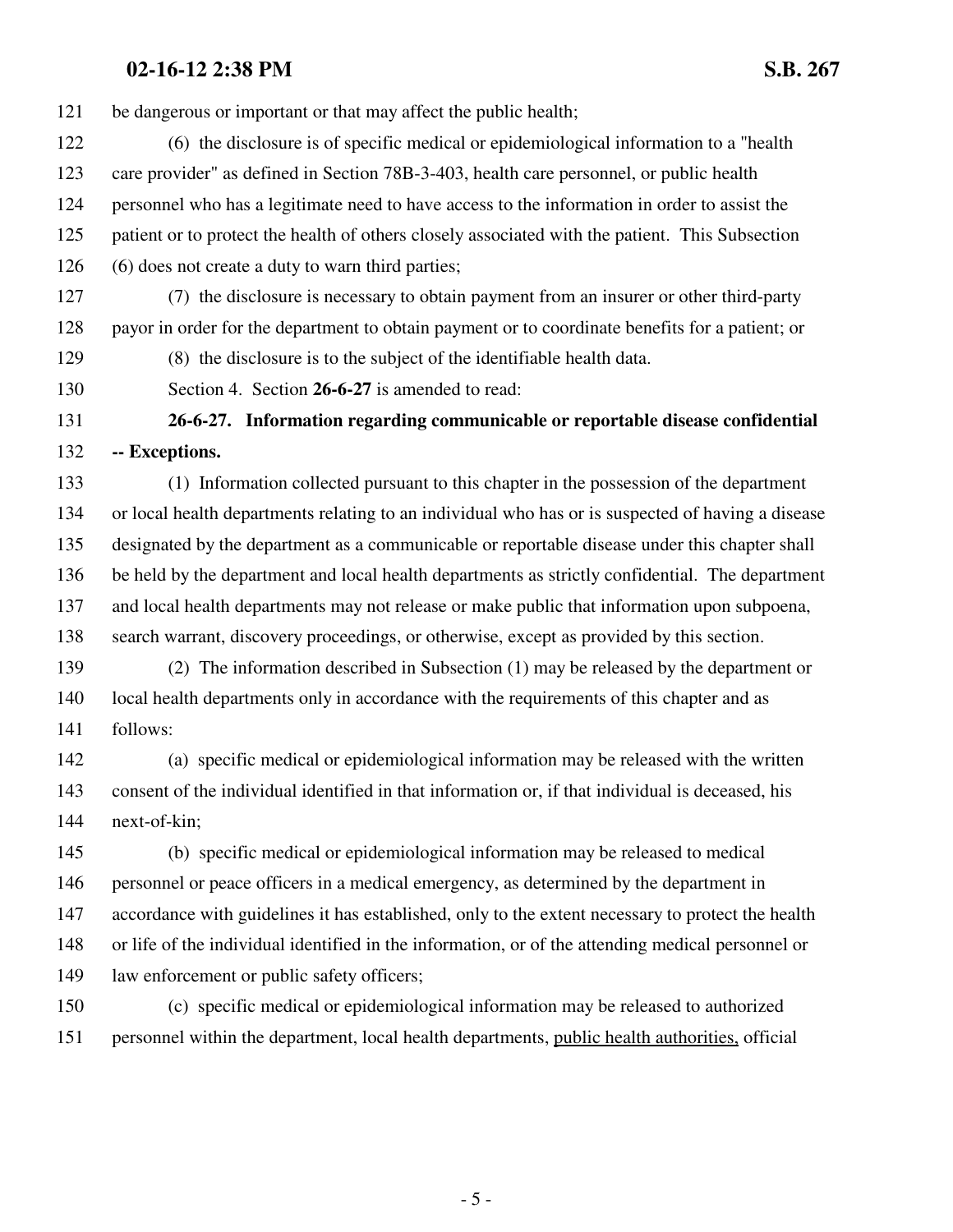be dangerous or important or that may affect the public health;

(6) the disclosure is of specific medical or epidemiological information to a "health care provider" as defined in Section 78B-3-403, health care personnel, or public health personnel who has a legitimate need to have access to the information in order to assist the patient or to protect the health of others closely associated with the patient. This Subsection (6) does not create a duty to warn third parties;

(7) the disclosure is necessary to obtain payment from an insurer or other third-party payor in order for the department to obtain payment or to coordinate benefits for a patient; or

(8) the disclosure is to the subject of the identifiable health data.

Section 4. Section **26-6-27** is amended to read:

**26-6-27. Information regarding communicable or reportable disease confidential -- Exceptions.**

(1) Information collected pursuant to this chapter in the possession of the department or local health departments relating to an individual who has or is suspected of having a disease designated by the department as a communicable or reportable disease under this chapter shall be held by the department and local health departments as strictly confidential. The department and local health departments may not release or make public that information upon subpoena, search warrant, discovery proceedings, or otherwise, except as provided by this section.

(2) The information described in Subsection (1) may be released by the department or local health departments only in accordance with the requirements of this chapter and as follows:

(a) specific medical or epidemiological information may be released with the written consent of the individual identified in that information or, if that individual is deceased, his next-of-kin;

(b) specific medical or epidemiological information may be released to medical personnel or peace officers in a medical emergency, as determined by the department in accordance with guidelines it has established, only to the extent necessary to protect the health or life of the individual identified in the information, or of the attending medical personnel or law enforcement or public safety officers;

(c) specific medical or epidemiological information may be released to authorized personnel within the department, local health departments, <u>public health authorities,</u> official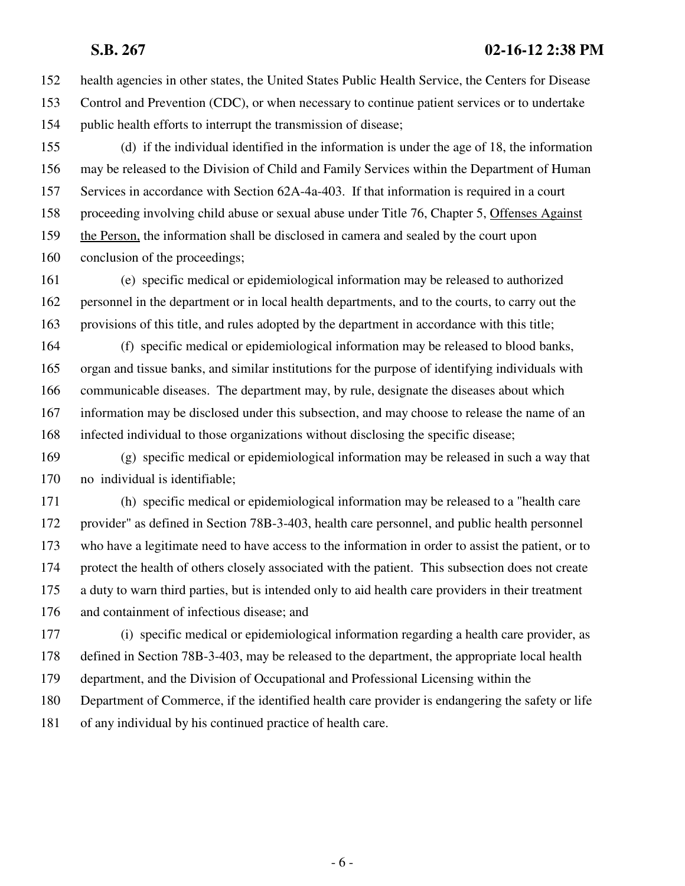health agencies in other states, the United States Public Health Service, the Centers for Disease Control and Prevention (CDC), or when necessary to continue patient services or to undertake public health efforts to interrupt the transmission of disease;

(d) if the individual identified in the information is under the age of 18, the information may be released to the Division of Child and Family Services within the Department of Human Services in accordance with Section 62A-4a-403. If that information is required in a court proceeding involving child abuse or sexual abuse under Title 76, Chapter 5, Offenses Against the Person, the information shall be disclosed in camera and sealed by the court upon conclusion of the proceedings;

(e) specific medical or epidemiological information may be released to authorized personnel in the department or in local health departments, and to the courts, to carry out the provisions of this title, and rules adopted by the department in accordance with this title;

(f) specific medical or epidemiological information may be released to blood banks, organ and tissue banks, and similar institutions for the purpose of identifying individuals with communicable diseases. The department may, by rule, designate the diseases about which information may be disclosed under this subsection, and may choose to release the name of an infected individual to those organizations without disclosing the specific disease;

(g) specific medical or epidemiological information may be released in such a way that no individual is identifiable;

(h) specific medical or epidemiological information may be released to a "health care provider" as defined in Section 78B-3-403, health care personnel, and public health personnel who have a legitimate need to have access to the information in order to assist the patient, or to protect the health of others closely associated with the patient. This subsection does not create a duty to warn third parties, but is intended only to aid health care providers in their treatment and containment of infectious disease; and

(i) specific medical or epidemiological information regarding a health care provider, as defined in Section 78B-3-403, may be released to the department, the appropriate local health department, and the Division of Occupational and Professional Licensing within the Department of Commerce, if the identified health care provider is endangering the safety or life of any individual by his continued practice of health care.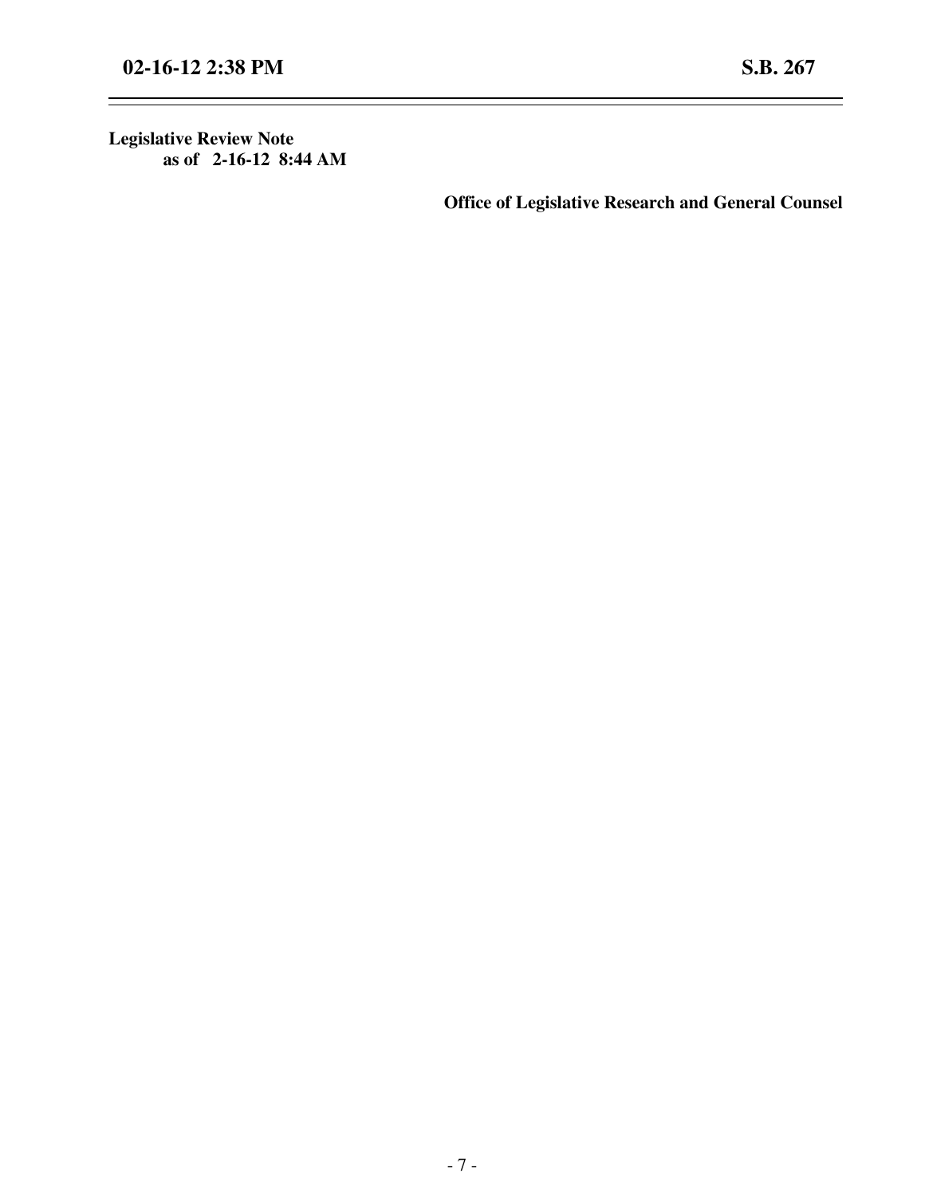**Legislative Review Note**
**as of 2-16-12 8:44 AM**

**Office of Legislative Research and General Counsel**